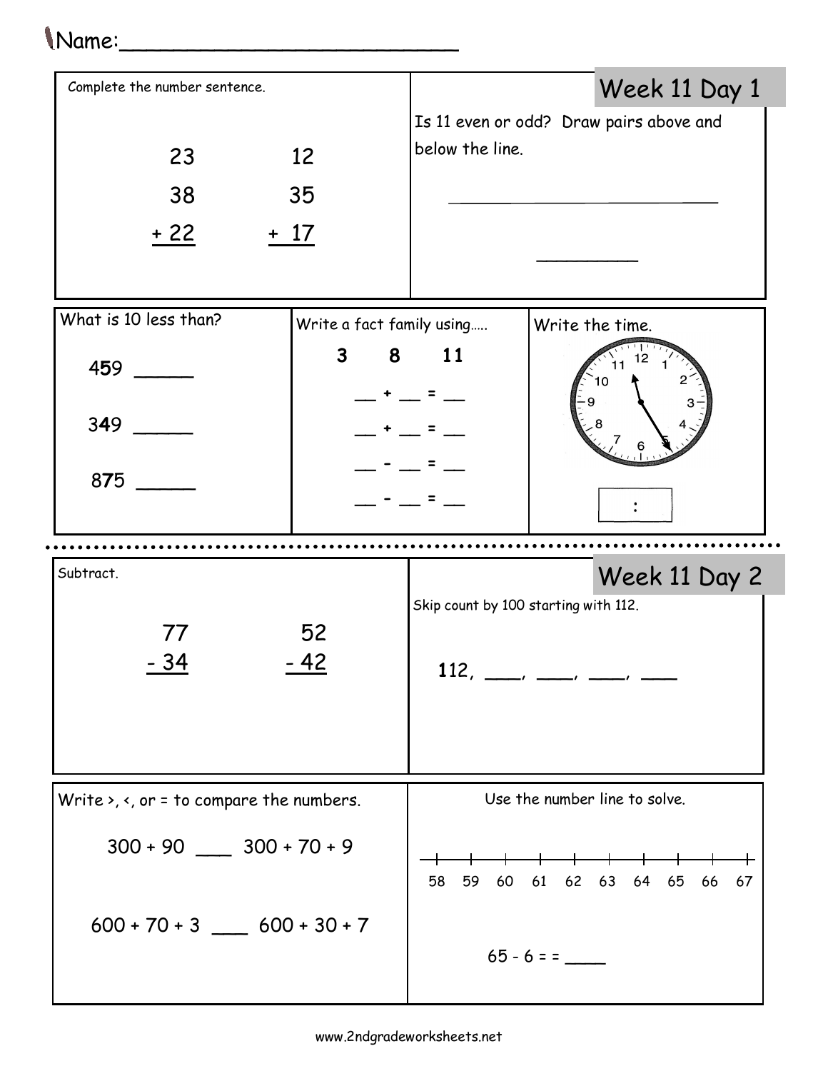Name:_________________________

## Week 11 Day 1

Complete the number sentence.

```
  23      12
  38      35
+ 22    + 17
```

Is 11 even or odd? Draw pairs above and below the line.

______________________________

__________

What is 10 less than?

459 _____

349 _____

875 _____

Write a fact family using…..

**3 8 11**

__ + __ = __

__ + __ = __

__ - __ = __

__ - __ = __

Write the time.

[ : ]

---

## Week 11 Day 2

Subtract.

```
  77      52
- 34    - 42
```

Skip count by 100 starting with 112.

112, ____, ____, ____, ____

Write >, <, or = to compare the numbers.

300 + 90 ___ 300 + 70 + 9

600 + 70 + 3 ___ 600 + 30 + 7

Use the number line to solve.

58 59 60 61 62 63 64 65 66 67

65 - 6 = = ____

www.2ndgradeworksheets.net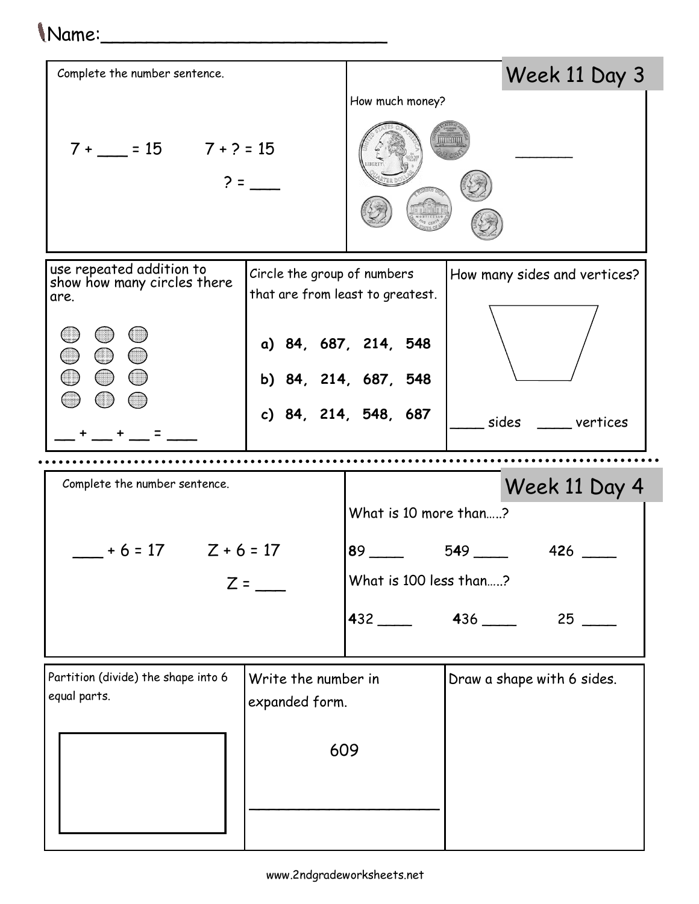Name:_________________________

## Week 11 Day 3

Complete the number sentence.

7 + ___ = 15    7 + ? = 15

? = ___

How much money?

_______

use repeated addition to show how many circles there are.

__ + __ + __ = ___

Circle the group of numbers that are from least to greatest.

**a) 84, 687, 214, 548**

**b) 84, 214, 687, 548**

**c) 84, 214, 548, 687**

How many sides and vertices?

____ sides ____ vertices

## Week 11 Day 4

Complete the number sentence.

___ + 6 = 17    Z + 6 = 17

Z = ___

What is 10 more than.....?

89 ____    549 ____    426 ____

What is 100 less than.....?

432 ____    436 ____    25 ____

Partition (divide) the shape into 6 equal parts.

Write the number in expanded form.

609

______________________

Draw a shape with 6 sides.

www.2ndgradeworksheets.net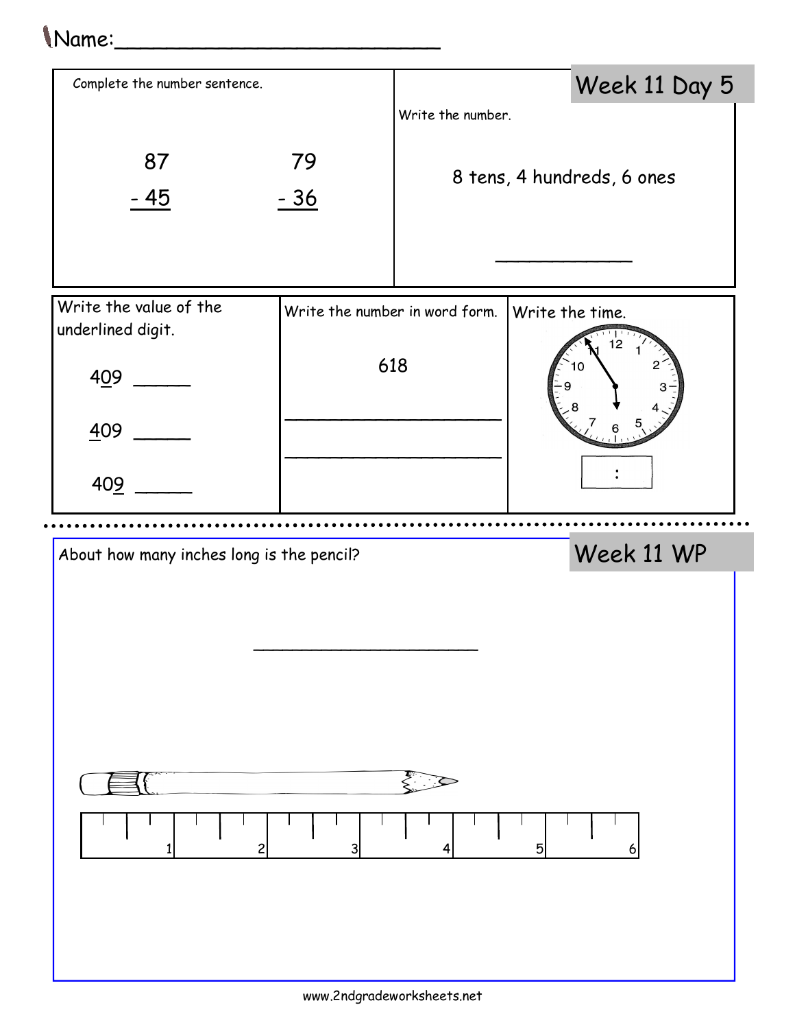Name:___________________________

## Week 11 Day 5

Complete the number sentence.

$$\begin{array}{r} 87 \\ -\ 45 \\ \hline \end{array} \qquad \begin{array}{r} 79 \\ -\ 36 \\ \hline \end{array}$$

Write the number.

8 tens, 4 hundreds, 6 ones

____________

Write the value of the underlined digit.

4<u>0</u>9 _____

<u>4</u>09 _____

40<u>9</u> _____

Write the number in word form.

618

______________________

______________________

Write the time.

12 1 2 3 4 5 6 7 8 9 10 11

:

## Week 11 WP

About how many inches long is the pencil?

____________________

1 2 3 4 5 6

www.2ndgradeworksheets.net